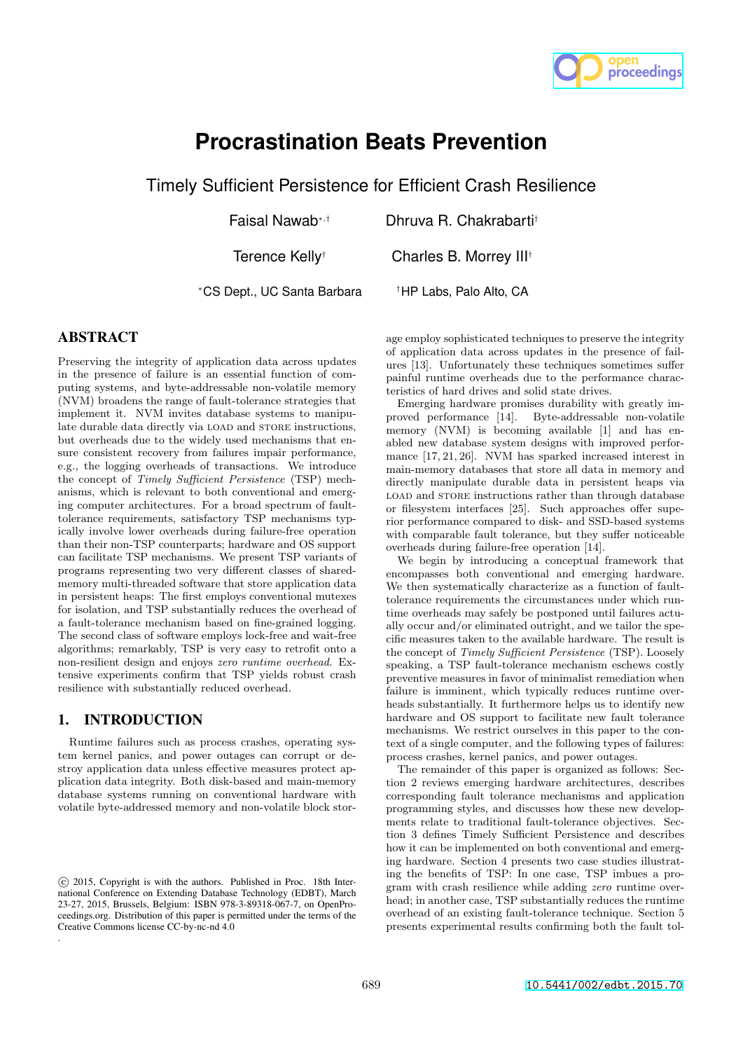# Procrastination Beats Prevention

## Timely Sufficient Persistence for Efficient Crash Resilience

Faisal Nawab[*,†] Dhruva R. Chakrabarti[†]

Terence Kelly[†] Charles B. Morrey III[†]

[*]CS Dept., UC Santa Barbara [†]HP Labs, Palo Alto, CA

## ABSTRACT

Preserving the integrity of application data across updates in the presence of failure is an essential function of computing systems, and byte-addressable non-volatile memory (NVM) broadens the range of fault-tolerance strategies that implement it. NVM invites database systems to manipulate durable data directly via LOAD and STORE instructions, but overheads due to the widely used mechanisms that ensure consistent recovery from failures impair performance, e.g., the logging overheads of transactions. We introduce the concept of *Timely Sufficient Persistence* (TSP) mechanisms, which is relevant to both conventional and emerging computer architectures. For a broad spectrum of fault-tolerance requirements, satisfactory TSP mechanisms typically involve lower overheads during failure-free operation than their non-TSP counterparts; hardware and OS support can facilitate TSP mechanisms. We present TSP variants of programs representing two very different classes of shared-memory multi-threaded software that store application data in persistent heaps: The first employs conventional mutexes for isolation, and TSP substantially reduces the overhead of a fault-tolerance mechanism based on fine-grained logging. The second class of software employs lock-free and wait-free algorithms; remarkably, TSP is very easy to retrofit onto a non-resilient design and enjoys *zero runtime overhead*. Extensive experiments confirm that TSP yields robust crash resilience with substantially reduced overhead.

## 1. INTRODUCTION

Runtime failures such as process crashes, operating system kernel panics, and power outages can corrupt or destroy application data unless effective measures protect application data integrity. Both disk-based and main-memory database systems running on conventional hardware with volatile byte-addressed memory and non-volatile block storage employ sophisticated techniques to preserve the integrity of application data across updates in the presence of failures [13]. Unfortunately these techniques sometimes suffer painful runtime overheads due to the performance characteristics of hard drives and solid state drives.

Emerging hardware promises durability with greatly improved performance [14]. Byte-addressable non-volatile memory (NVM) is becoming available [1] and has enabled new database system designs with improved performance [17, 21, 26]. NVM has sparked increased interest in main-memory databases that store all data in memory and directly manipulate durable data in persistent heaps via LOAD and STORE instructions rather than through database or filesystem interfaces [25]. Such approaches offer superior performance compared to disk- and SSD-based systems with comparable fault tolerance, but they suffer noticeable overheads during failure-free operation [14].

We begin by introducing a conceptual framework that encompasses both conventional and emerging hardware. We then systematically characterize as a function of fault-tolerance requirements the circumstances under which runtime overheads may safely be postponed until failures actually occur and/or eliminated outright, and we tailor the specific measures taken to the available hardware. The result is the concept of *Timely Sufficient Persistence* (TSP). Loosely speaking, a TSP fault-tolerance mechanism eschews costly preventive measures in favor of minimalist remediation when failure is imminent, which typically reduces runtime overheads substantially. It furthermore helps us to identify new hardware and OS support to facilitate new fault tolerance mechanisms. We restrict ourselves in this paper to the context of a single computer, and the following types of failures: process crashes, kernel panics, and power outages.

The remainder of this paper is organized as follows: Section 2 reviews emerging hardware architectures, describes corresponding fault tolerance mechanisms and application programming styles, and discusses how these new developments relate to traditional fault-tolerance objectives. Section 3 defines Timely Sufficient Persistence and describes how it can be implemented on both conventional and emerging hardware. Section 4 presents two case studies illustrating the benefits of TSP: In one case, TSP imbues a program with crash resilience while adding *zero* runtime overhead; in another case, TSP substantially reduces the runtime overhead of an existing fault-tolerance technique. Section 5 presents experimental results confirming both the fault tol-

© 2015, Copyright is with the authors. Published in Proc. 18th International Conference on Extending Database Technology (EDBT), March 23-27, 2015, Brussels, Belgium: ISBN 978-3-89318-067-7, on OpenProceedings.org. Distribution of this paper is permitted under the terms of the Creative Commons license CC-by-nc-nd 4.0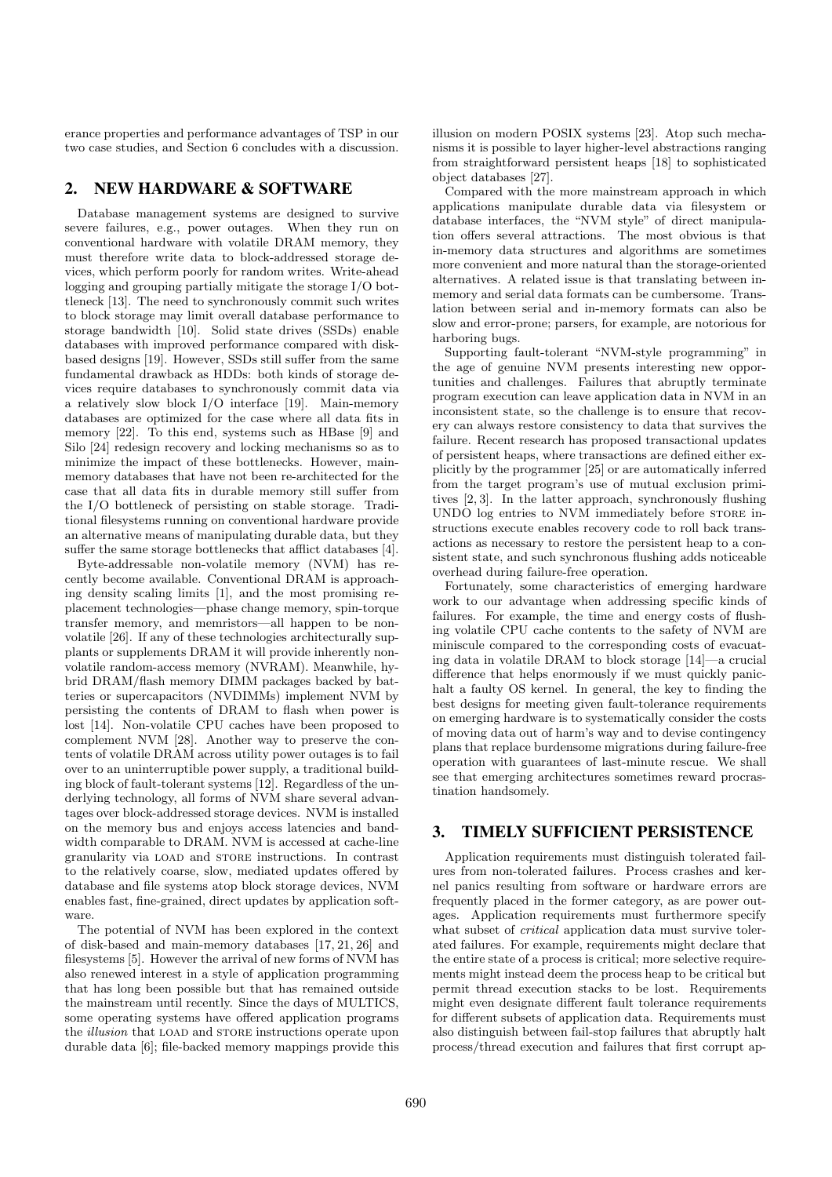erance properties and performance advantages of TSP in our two case studies, and Section 6 concludes with a discussion.

## 2. NEW HARDWARE & SOFTWARE

Database management systems are designed to survive severe failures, e.g., power outages. When they run on conventional hardware with volatile DRAM memory, they must therefore write data to block-addressed storage devices, which perform poorly for random writes. Write-ahead logging and grouping partially mitigate the storage I/O bottleneck [13]. The need to synchronously commit such writes to block storage may limit overall database performance to storage bandwidth [10]. Solid state drives (SSDs) enable databases with improved performance compared with disk-based designs [19]. However, SSDs still suffer from the same fundamental drawback as HDDs: both kinds of storage devices require databases to synchronously commit data via a relatively slow block I/O interface [19]. Main-memory databases are optimized for the case where all data fits in memory [22]. To this end, systems such as HBase [9] and Silo [24] redesign recovery and locking mechanisms so as to minimize the impact of these bottlenecks. However, main-memory databases that have not been re-architected for the case that all data fits in durable memory still suffer from the I/O bottleneck of persisting on stable storage. Traditional filesystems running on conventional hardware provide an alternative means of manipulating durable data, but they suffer the same storage bottlenecks that afflict databases [4].

Byte-addressable non-volatile memory (NVM) has recently become available. Conventional DRAM is approaching density scaling limits [1], and the most promising replacement technologies—phase change memory, spin-torque transfer memory, and memristors—all happen to be non-volatile [26]. If any of these technologies architecturally supplants or supplements DRAM it will provide inherently non-volatile random-access memory (NVRAM). Meanwhile, hybrid DRAM/flash memory DIMM packages backed by batteries or supercapacitors (NVDIMMs) implement NVM by persisting the contents of DRAM to flash when power is lost [14]. Non-volatile CPU caches have been proposed to complement NVM [28]. Another way to preserve the contents of volatile DRAM across utility power outages is to fail over to an uninterruptible power supply, a traditional building block of fault-tolerant systems [12]. Regardless of the underlying technology, all forms of NVM share several advantages over block-addressed storage devices. NVM is installed on the memory bus and enjoys access latencies and bandwidth comparable to DRAM. NVM is accessed at cache-line granularity via LOAD and STORE instructions. In contrast to the relatively coarse, slow, mediated updates offered by database and file systems atop block storage devices, NVM enables fast, fine-grained, direct updates by application software.

The potential of NVM has been explored in the context of disk-based and main-memory databases [17, 21, 26] and filesystems [5]. However the arrival of new forms of NVM has also renewed interest in a style of application programming that has long been possible but that has remained outside the mainstream until recently. Since the days of MULTICS, some operating systems have offered application programs the *illusion* that LOAD and STORE instructions operate upon durable data [6]; file-backed memory mappings provide this illusion on modern POSIX systems [23]. Atop such mechanisms it is possible to layer higher-level abstractions ranging from straightforward persistent heaps [18] to sophisticated object databases [27].

Compared with the more mainstream approach in which applications manipulate durable data via filesystem or database interfaces, the "NVM style" of direct manipulation offers several attractions. The most obvious is that in-memory data structures and algorithms are sometimes more convenient and more natural than the storage-oriented alternatives. A related issue is that translating between in-memory and serial data formats can be cumbersome. Translation between serial and in-memory formats can also be slow and error-prone; parsers, for example, are notorious for harboring bugs.

Supporting fault-tolerant "NVM-style programming" in the age of genuine NVM presents interesting new opportunities and challenges. Failures that abruptly terminate program execution can leave application data in NVM in an inconsistent state, so the challenge is to ensure that recovery can always restore consistency to data that survives the failure. Recent research has proposed transactional updates of persistent heaps, where transactions are defined either explicitly by the programmer [25] or are automatically inferred from the target program's use of mutual exclusion primitives [2, 3]. In the latter approach, synchronously flushing UNDO log entries to NVM immediately before STORE instructions execute enables recovery code to roll back transactions as necessary to restore the persistent heap to a consistent state, and such synchronous flushing adds noticeable overhead during failure-free operation.

Fortunately, some characteristics of emerging hardware work to our advantage when addressing specific kinds of failures. For example, the time and energy costs of flushing volatile CPU cache contents to the safety of NVM are miniscule compared to the corresponding costs of evacuating data in volatile DRAM to block storage [14]—a crucial difference that helps enormously if we must quickly panic-halt a faulty OS kernel. In general, the key to finding the best designs for meeting given fault-tolerance requirements on emerging hardware is to systematically consider the costs of moving data out of harm's way and to devise contingency plans that replace burdensome migrations during failure-free operation with guarantees of last-minute rescue. We shall see that emerging architectures sometimes reward procrastination handsomely.

## 3. TIMELY SUFFICIENT PERSISTENCE

Application requirements must distinguish tolerated failures from non-tolerated failures. Process crashes and kernel panics resulting from software or hardware errors are frequently placed in the former category, as are power outages. Application requirements must furthermore specify what subset of *critical* application data must survive tolerated failures. For example, requirements might declare that the entire state of a process is critical; more selective requirements might instead deem the process heap to be critical but permit thread execution stacks to be lost. Requirements might even designate different fault tolerance requirements for different subsets of application data. Requirements must also distinguish between fail-stop failures that abruptly halt process/thread execution and failures that first corrupt ap-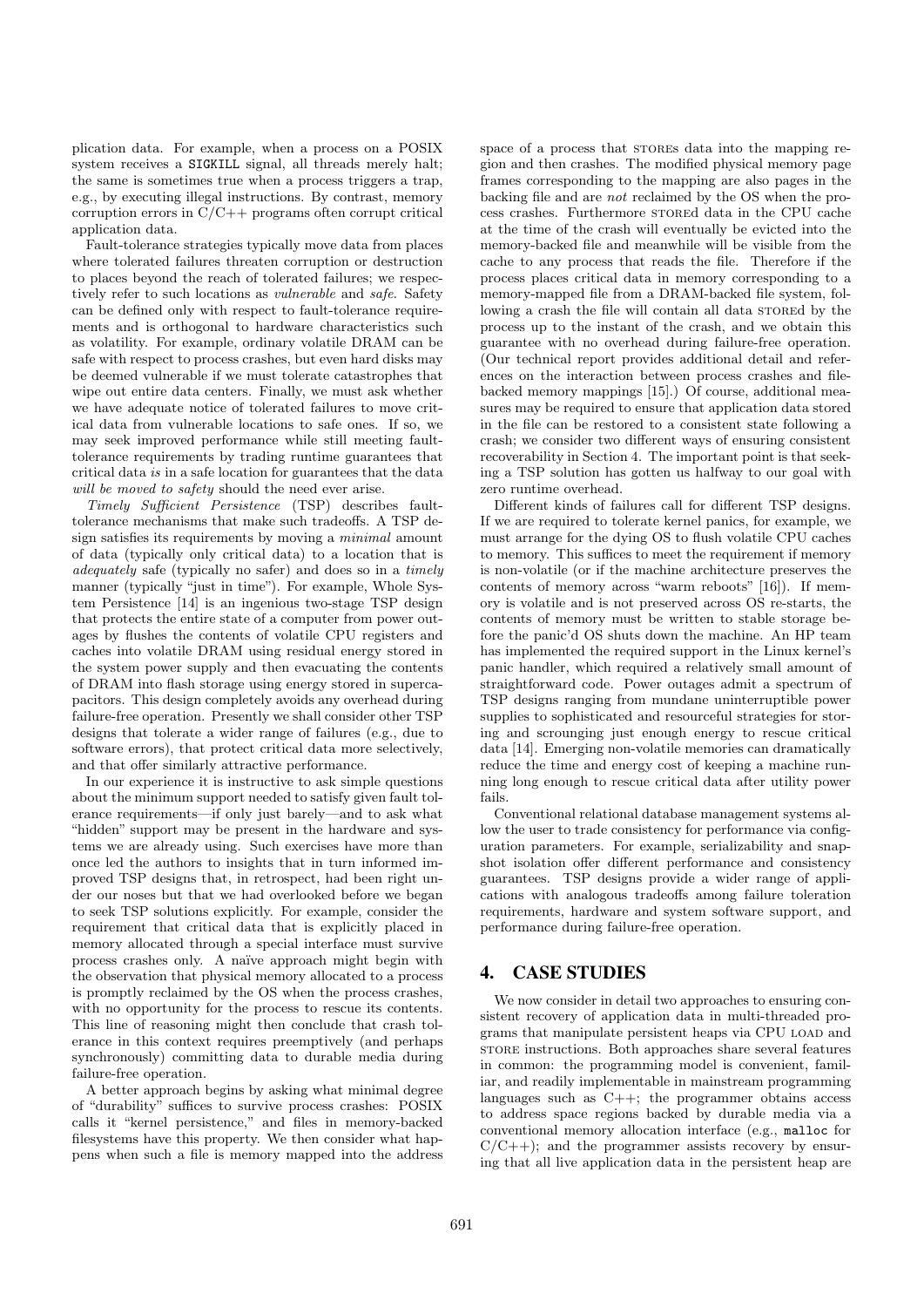plication data. For example, when a process on a POSIX system receives a `SIGKILL` signal, all threads merely halt; the same is sometimes true when a process triggers a trap, e.g., by executing illegal instructions. By contrast, memory corruption errors in C/C++ programs often corrupt critical application data.

Fault-tolerance strategies typically move data from places where tolerated failures threaten corruption or destruction to places beyond the reach of tolerated failures; we respectively refer to such locations as *vulnerable* and *safe*. Safety can be defined only with respect to fault-tolerance requirements and is orthogonal to hardware characteristics such as volatility. For example, ordinary volatile DRAM can be safe with respect to process crashes, but even hard disks may be deemed vulnerable if we must tolerate catastrophes that wipe out entire data centers. Finally, we must ask whether we have adequate notice of tolerated failures to move critical data from vulnerable locations to safe ones. If so, we may seek improved performance while still meeting fault-tolerance requirements by trading runtime guarantees that critical data *is* in a safe location for guarantees that the data *will be moved to safety* should the need ever arise.

*Timely Sufficient Persistence* (TSP) describes fault-tolerance mechanisms that make such tradeoffs. A TSP design satisfies its requirements by moving a *minimal* amount of data (typically only critical data) to a location that is *adequately* safe (typically no safer) and does so in a *timely* manner (typically "just in time"). For example, Whole System Persistence [14] is an ingenious two-stage TSP design that protects the entire state of a computer from power outages by flushes the contents of volatile CPU registers and caches into volatile DRAM using residual energy stored in the system power supply and then evacuating the contents of DRAM into flash storage using energy stored in supercapacitors. This design completely avoids any overhead during failure-free operation. Presently we shall consider other TSP designs that tolerate a wider range of failures (e.g., due to software errors), that protect critical data more selectively, and that offer similarly attractive performance.

In our experience it is instructive to ask simple questions about the minimum support needed to satisfy given fault tolerance requirements—if only just barely—and to ask what "hidden" support may be present in the hardware and systems we are already using. Such exercises have more than once led the authors to insights that in turn informed improved TSP designs that, in retrospect, had been right under our noses but that we had overlooked before we began to seek TSP solutions explicitly. For example, consider the requirement that critical data that is explicitly placed in memory allocated through a special interface must survive process crashes only. A naïve approach might begin with the observation that physical memory allocated to a process is promptly reclaimed by the OS when the process crashes, with no opportunity for the process to rescue its contents. This line of reasoning might then conclude that crash tolerance in this context requires preemptively (and perhaps synchronously) committing data to durable media during failure-free operation.

A better approach begins by asking what minimal degree of "durability" suffices to survive process crashes: POSIX calls it "kernel persistence," and files in memory-backed filesystems have this property. We then consider what happens when such a file is memory mapped into the address space of a process that STOREs data into the mapping region and then crashes. The modified physical memory page frames corresponding to the mapping are also pages in the backing file and are *not* reclaimed by the OS when the process crashes. Furthermore STOREd data in the CPU cache at the time of the crash will eventually be evicted into the memory-backed file and meanwhile will be visible from the cache to any process that reads the file. Therefore if the process places critical data in memory corresponding to a memory-mapped file from a DRAM-backed file system, following a crash the file will contain all data STOREd by the process up to the instant of the crash, and we obtain this guarantee with no overhead during failure-free operation. (Our technical report provides additional detail and references on the interaction between process crashes and file-backed memory mappings [15].) Of course, additional measures may be required to ensure that application data stored in the file can be restored to a consistent state following a crash; we consider two different ways of ensuring consistent recoverability in Section 4. The important point is that seeking a TSP solution has gotten us halfway to our goal with zero runtime overhead.

Different kinds of failures call for different TSP designs. If we are required to tolerate kernel panics, for example, we must arrange for the dying OS to flush volatile CPU caches to memory. This suffices to meet the requirement if memory is non-volatile (or if the machine architecture preserves the contents of memory across "warm reboots" [16]). If memory is volatile and is not preserved across OS re-starts, the contents of memory must be written to stable storage before the panic'd OS shuts down the machine. An HP team has implemented the required support in the Linux kernel's panic handler, which required a relatively small amount of straightforward code. Power outages admit a spectrum of TSP designs ranging from mundane uninterruptible power supplies to sophisticated and resourceful strategies for storing and scrounging just enough energy to rescue critical data [14]. Emerging non-volatile memories can dramatically reduce the time and energy cost of keeping a machine running long enough to rescue critical data after utility power fails.

Conventional relational database management systems allow the user to trade consistency for performance via configuration parameters. For example, serializability and snapshot isolation offer different performance and consistency guarantees. TSP designs provide a wider range of applications with analogous tradeoffs among failure toleration requirements, hardware and system software support, and performance during failure-free operation.

## 4. CASE STUDIES

We now consider in detail two approaches to ensuring consistent recovery of application data in multi-threaded programs that manipulate persistent heaps via CPU LOAD and STORE instructions. Both approaches share several features in common: the programming model is convenient, familiar, and readily implementable in mainstream programming languages such as C++; the programmer obtains access to address space regions backed by durable media via a conventional memory allocation interface (e.g., `malloc` for C/C++); and the programmer assists recovery by ensuring that all live application data in the persistent heap are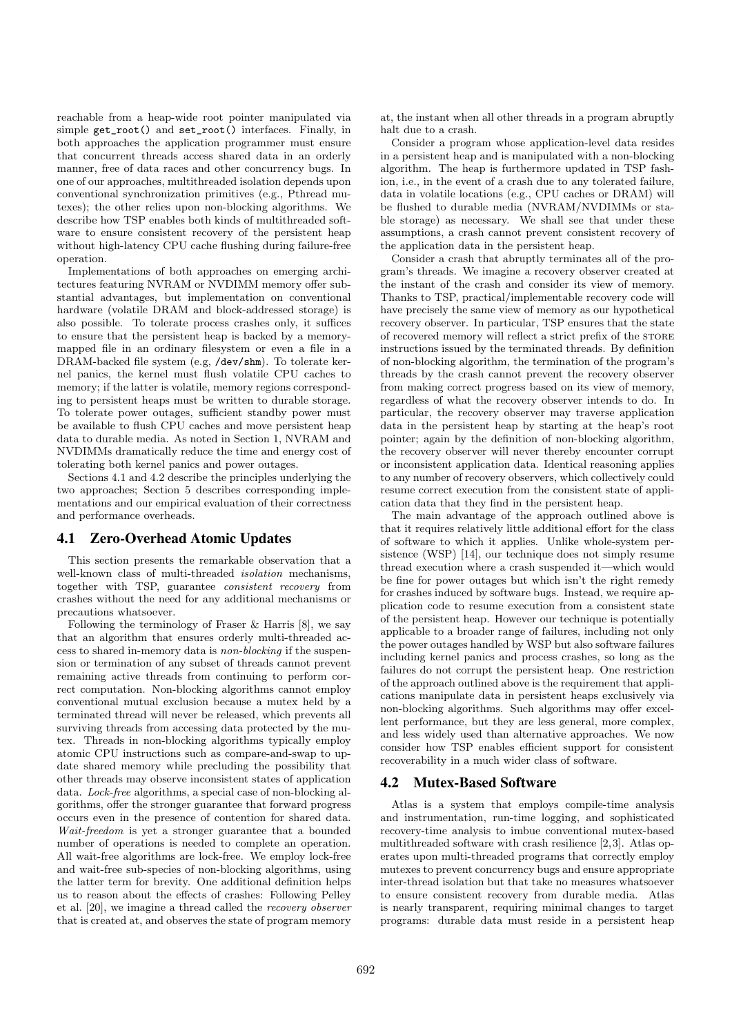reachable from a heap-wide root pointer manipulated via simple `get_root()` and `set_root()` interfaces. Finally, in both approaches the application programmer must ensure that concurrent threads access shared data in an orderly manner, free of data races and other concurrency bugs. In one of our approaches, multithreaded isolation depends upon conventional synchronization primitives (e.g., Pthread mutexes); the other relies upon non-blocking algorithms. We describe how TSP enables both kinds of multithreaded software to ensure consistent recovery of the persistent heap without high-latency CPU cache flushing during failure-free operation.

Implementations of both approaches on emerging architectures featuring NVRAM or NVDIMM memory offer substantial advantages, but implementation on conventional hardware (volatile DRAM and block-addressed storage) is also possible. To tolerate process crashes only, it suffices to ensure that the persistent heap is backed by a memory-mapped file in an ordinary filesystem or even a file in a DRAM-backed file system (e.g, `/dev/shm`). To tolerate kernel panics, the kernel must flush volatile CPU caches to memory; if the latter is volatile, memory regions corresponding to persistent heaps must be written to durable storage. To tolerate power outages, sufficient standby power must be available to flush CPU caches and move persistent heap data to durable media. As noted in Section 1, NVRAM and NVDIMMs dramatically reduce the time and energy cost of tolerating both kernel panics and power outages.

Sections 4.1 and 4.2 describe the principles underlying the two approaches; Section 5 describes corresponding implementations and our empirical evaluation of their correctness and performance overheads.

## 4.1 Zero-Overhead Atomic Updates

This section presents the remarkable observation that a well-known class of multi-threaded *isolation* mechanisms, together with TSP, guarantee *consistent recovery* from crashes without the need for any additional mechanisms or precautions whatsoever.

Following the terminology of Fraser & Harris [8], we say that an algorithm that ensures orderly multi-threaded access to shared in-memory data is *non-blocking* if the suspension or termination of any subset of threads cannot prevent remaining active threads from continuing to perform correct computation. Non-blocking algorithms cannot employ conventional mutual exclusion because a mutex held by a terminated thread will never be released, which prevents all surviving threads from accessing data protected by the mutex. Threads in non-blocking algorithms typically employ atomic CPU instructions such as compare-and-swap to update shared memory while precluding the possibility that other threads may observe inconsistent states of application data. *Lock-free* algorithms, a special case of non-blocking algorithms, offer the stronger guarantee that forward progress occurs even in the presence of contention for shared data. *Wait-freedom* is yet a stronger guarantee that a bounded number of operations is needed to complete an operation. All wait-free algorithms are lock-free. We employ lock-free and wait-free sub-species of non-blocking algorithms, using the latter term for brevity. One additional definition helps us to reason about the effects of crashes: Following Pelley et al. [20], we imagine a thread called the *recovery observer* that is created at, and observes the state of program memory at, the instant when all other threads in a program abruptly halt due to a crash.

Consider a program whose application-level data resides in a persistent heap and is manipulated with a non-blocking algorithm. The heap is furthermore updated in TSP fashion, i.e., in the event of a crash due to any tolerated failure, data in volatile locations (e.g., CPU caches or DRAM) will be flushed to durable media (NVRAM/NVDIMMs or stable storage) as necessary. We shall see that under these assumptions, a crash cannot prevent consistent recovery of the application data in the persistent heap.

Consider a crash that abruptly terminates all of the program's threads. We imagine a recovery observer created at the instant of the crash and consider its view of memory. Thanks to TSP, practical/implementable recovery code will have precisely the same view of memory as our hypothetical recovery observer. In particular, TSP ensures that the state of recovered memory will reflect a strict prefix of the STORE instructions issued by the terminated threads. By definition of non-blocking algorithm, the termination of the program's threads by the crash cannot prevent the recovery observer from making correct progress based on its view of memory, regardless of what the recovery observer intends to do. In particular, the recovery observer may traverse application data in the persistent heap by starting at the heap's root pointer; again by the definition of non-blocking algorithm, the recovery observer will never thereby encounter corrupt or inconsistent application data. Identical reasoning applies to any number of recovery observers, which collectively could resume correct execution from the consistent state of application data that they find in the persistent heap.

The main advantage of the approach outlined above is that it requires relatively little additional effort for the class of software to which it applies. Unlike whole-system persistence (WSP) [14], our technique does not simply resume thread execution where a crash suspended it—which would be fine for power outages but which isn't the right remedy for crashes induced by software bugs. Instead, we require application code to resume execution from a consistent state of the persistent heap. However our technique is potentially applicable to a broader range of failures, including not only the power outages handled by WSP but also software failures including kernel panics and process crashes, so long as the failures do not corrupt the persistent heap. One restriction of the approach outlined above is the requirement that applications manipulate data in persistent heaps exclusively via non-blocking algorithms. Such algorithms may offer excellent performance, but they are less general, more complex, and less widely used than alternative approaches. We now consider how TSP enables efficient support for consistent recoverability in a much wider class of software.

## 4.2 Mutex-Based Software

Atlas is a system that employs compile-time analysis and instrumentation, run-time logging, and sophisticated recovery-time analysis to imbue conventional mutex-based multithreaded software with crash resilience [2,3]. Atlas operates upon multi-threaded programs that correctly employ mutexes to prevent concurrency bugs and ensure appropriate inter-thread isolation but that take no measures whatsoever to ensure consistent recovery from durable media. Atlas is nearly transparent, requiring minimal changes to target programs: durable data must reside in a persistent heap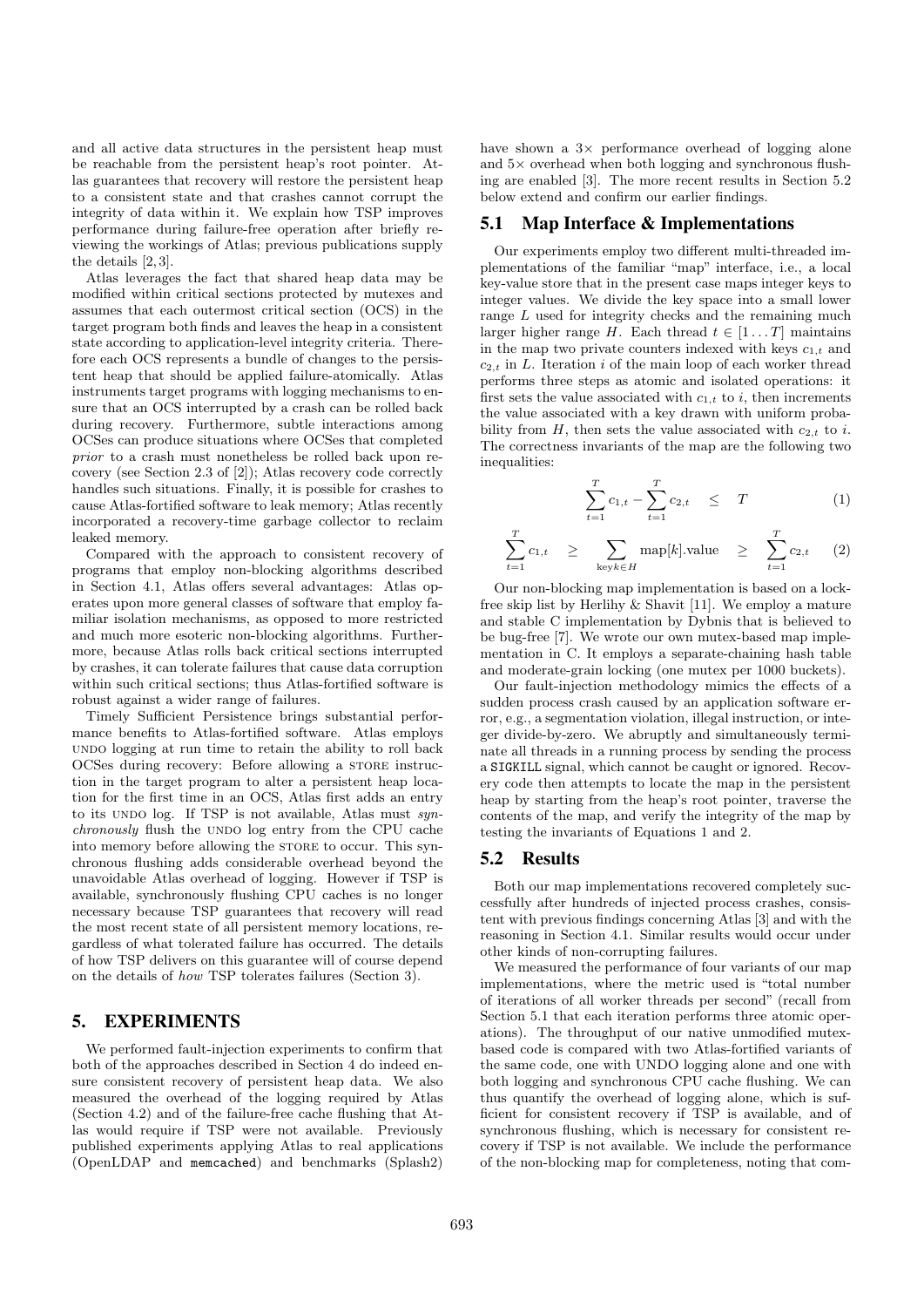and all active data structures in the persistent heap must be reachable from the persistent heap's root pointer. Atlas guarantees that recovery will restore the persistent heap to a consistent state and that crashes cannot corrupt the integrity of data within it. We explain how TSP improves performance during failure-free operation after briefly reviewing the workings of Atlas; previous publications supply the details [2, 3].

Atlas leverages the fact that shared heap data may be modified within critical sections protected by mutexes and assumes that each outermost critical section (OCS) in the target program both finds and leaves the heap in a consistent state according to application-level integrity criteria. Therefore each OCS represents a bundle of changes to the persistent heap that should be applied failure-atomically. Atlas instruments target programs with logging mechanisms to ensure that an OCS interrupted by a crash can be rolled back during recovery. Furthermore, subtle interactions among OCSes can produce situations where OCSes that completed *prior* to a crash must nonetheless be rolled back upon recovery (see Section 2.3 of [2]); Atlas recovery code correctly handles such situations. Finally, it is possible for crashes to cause Atlas-fortified software to leak memory; Atlas recently incorporated a recovery-time garbage collector to reclaim leaked memory.

Compared with the approach to consistent recovery of programs that employ non-blocking algorithms described in Section 4.1, Atlas offers several advantages: Atlas operates upon more general classes of software that employ familiar isolation mechanisms, as opposed to more restricted and much more esoteric non-blocking algorithms. Furthermore, because Atlas rolls back critical sections interrupted by crashes, it can tolerate failures that cause data corruption within such critical sections; thus Atlas-fortified software is robust against a wider range of failures.

Timely Sufficient Persistence brings substantial performance benefits to Atlas-fortified software. Atlas employs UNDO logging at run time to retain the ability to roll back OCSes during recovery: Before allowing a STORE instruction in the target program to alter a persistent heap location for the first time in an OCS, Atlas first adds an entry to its UNDO log. If TSP is not available, Atlas must *synchronously* flush the UNDO log entry from the CPU cache into memory before allowing the STORE to occur. This synchronous flushing adds considerable overhead beyond the unavoidable Atlas overhead of logging. However if TSP is available, synchronously flushing CPU caches is no longer necessary because TSP guarantees that recovery will read the most recent state of all persistent memory locations, regardless of what tolerated failure has occurred. The details of how TSP delivers on this guarantee will of course depend on the details of *how* TSP tolerates failures (Section 3).

# 5. EXPERIMENTS

We performed fault-injection experiments to confirm that both of the approaches described in Section 4 do indeed ensure consistent recovery of persistent heap data. We also measured the overhead of the logging required by Atlas (Section 4.2) and of the failure-free cache flushing that Atlas would require if TSP were not available. Previously published experiments applying Atlas to real applications (OpenLDAP and `memcached`) and benchmarks (Splash2) have shown a 3× performance overhead of logging alone and 5× overhead when both logging and synchronous flushing are enabled [3]. The more recent results in Section 5.2 below extend and confirm our earlier findings.

## 5.1 Map Interface & Implementations

Our experiments employ two different multi-threaded implementations of the familiar "map" interface, i.e., a local key-value store that in the present case maps integer keys to integer values. We divide the key space into a small lower range $L$ used for integrity checks and the remaining much larger higher range $H$. Each thread $t \in [1 \dots T]$ maintains in the map two private counters indexed with keys $c_{1,t}$ and $c_{2,t}$ in $L$. Iteration $i$ of the main loop of each worker thread performs three steps as atomic and isolated operations: it first sets the value associated with $c_{1,t}$ to $i$, then increments the value associated with a key drawn with uniform probability from $H$, then sets the value associated with $c_{2,t}$ to $i$. The correctness invariants of the map are the following two inequalities:

$$\sum_{t=1}^{T} c_{1,t} - \sum_{t=1}^{T} c_{2,t} \quad \leq \quad T \tag{1}$$

$$\sum_{t=1}^{T} c_{1,t} \quad \geq \quad \sum_{\text{key}\, k \in H} \text{map}[k].\text{value} \quad \geq \quad \sum_{t=1}^{T} c_{2,t} \tag{2}$$

Our non-blocking map implementation is based on a lock-free skip list by Herlihy & Shavit [11]. We employ a mature and stable C implementation by Dybnis that is believed to be bug-free [7]. We wrote our own mutex-based map implementation in C. It employs a separate-chaining hash table and moderate-grain locking (one mutex per 1000 buckets).

Our fault-injection methodology mimics the effects of a sudden process crash caused by an application software error, e.g., a segmentation violation, illegal instruction, or integer divide-by-zero. We abruptly and simultaneously terminate all threads in a running process by sending the process a `SIGKILL` signal, which cannot be caught or ignored. Recovery code then attempts to locate the map in the persistent heap by starting from the heap's root pointer, traverse the contents of the map, and verify the integrity of the map by testing the invariants of Equations 1 and 2.

## 5.2 Results

Both our map implementations recovered completely successfully after hundreds of injected process crashes, consistent with previous findings concerning Atlas [3] and with the reasoning in Section 4.1. Similar results would occur under other kinds of non-corrupting failures.

We measured the performance of four variants of our map implementations, where the metric used is "total number of iterations of all worker threads per second" (recall from Section 5.1 that each iteration performs three atomic operations). The throughput of our native unmodified mutex-based code is compared with two Atlas-fortified variants of the same code, one with UNDO logging alone and one with both logging and synchronous CPU cache flushing. We can thus quantify the overhead of logging alone, which is sufficient for consistent recovery if TSP is available, and of synchronous flushing, which is necessary for consistent recovery if TSP is not available. We include the performance of the non-blocking map for completeness, noting that com-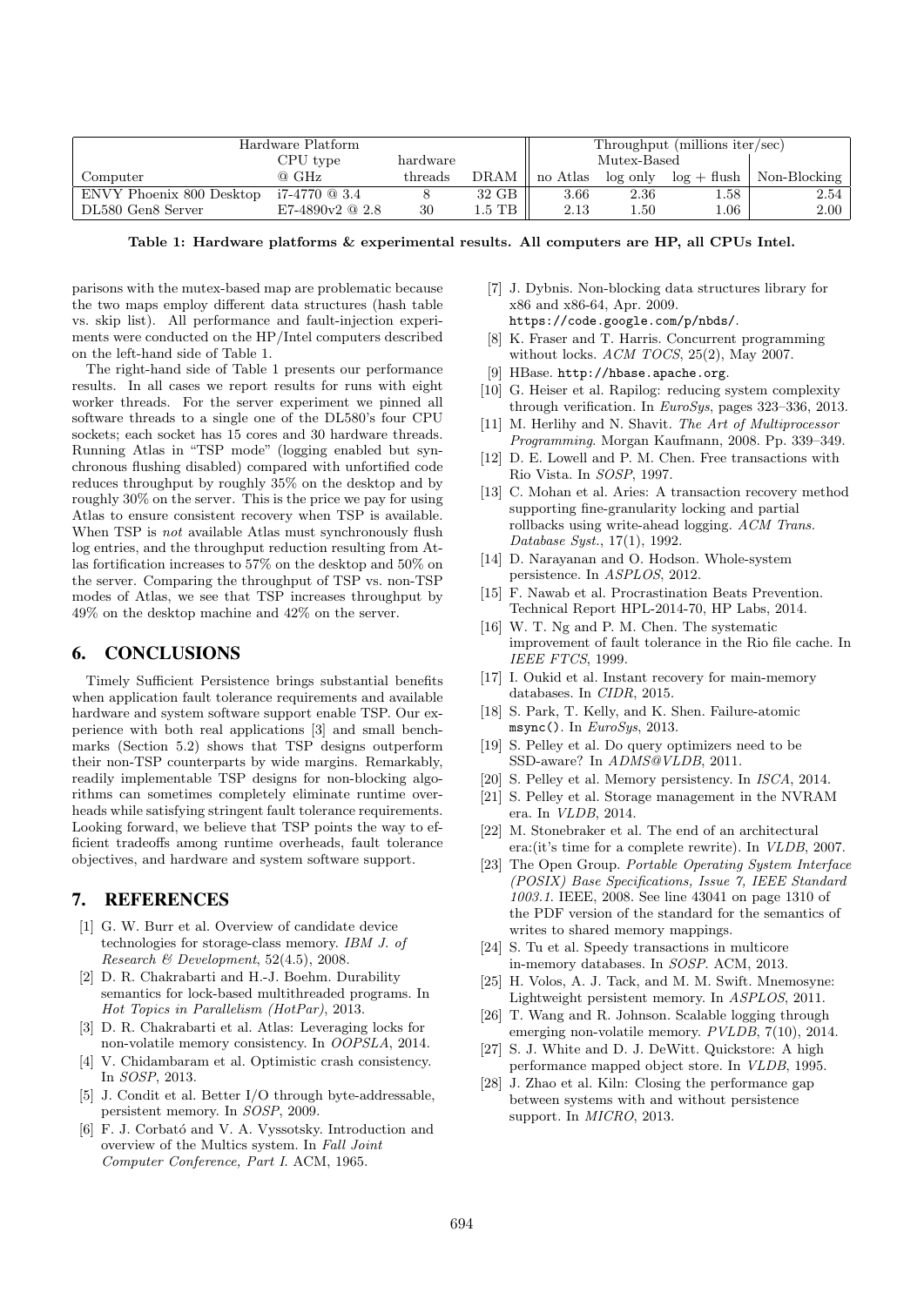| Hardware Platform | | | | Throughput (millions iter/sec) | | | |
|---|---|---|---|---|---|---|---|
| | CPU type | hardware | | Mutex-Based | | | |
| Computer | @ GHz | threads | DRAM | no Atlas | log only | log + flush | Non-Blocking |
| ENVY Phoenix 800 Desktop | i7-4770 @ 3.4 | 8 | 32 GB | 3.66 | 2.36 | 1.58 | 2.54 |
| DL580 Gen8 Server | E7-4890v2 @ 2.8 | 30 | 1.5 TB | 2.13 | 1.50 | 1.06 | 2.00 |

**Table 1: Hardware platforms & experimental results. All computers are HP, all CPUs Intel.**

parisons with the mutex-based map are problematic because the two maps employ different data structures (hash table vs. skip list). All performance and fault-injection experiments were conducted on the HP/Intel computers described on the left-hand side of Table 1.

The right-hand side of Table 1 presents our performance results. In all cases we report results for runs with eight worker threads. For the server experiment we pinned all software threads to a single one of the DL580's four CPU sockets; each socket has 15 cores and 30 hardware threads. Running Atlas in "TSP mode" (logging enabled but synchronous flushing disabled) compared with unfortified code reduces throughput by roughly 35% on the desktop and by roughly 30% on the server. This is the price we pay for using Atlas to ensure consistent recovery when TSP is available. When TSP is *not* available Atlas must synchronously flush log entries, and the throughput reduction resulting from Atlas fortification increases to 57% on the desktop and 50% on the server. Comparing the throughput of TSP vs. non-TSP modes of Atlas, we see that TSP increases throughput by 49% on the desktop machine and 42% on the server.

## 6. CONCLUSIONS

Timely Sufficient Persistence brings substantial benefits when application fault tolerance requirements and available hardware and system software support enable TSP. Our experience with both real applications [3] and small benchmarks (Section 5.2) shows that TSP designs outperform their non-TSP counterparts by wide margins. Remarkably, readily implementable TSP designs for non-blocking algorithms can sometimes completely eliminate runtime overheads while satisfying stringent fault tolerance requirements. Looking forward, we believe that TSP points the way to efficient tradeoffs among runtime overheads, fault tolerance objectives, and hardware and system software support.

## 7. REFERENCES

[1] G. W. Burr et al. Overview of candidate device technologies for storage-class memory. *IBM J. of Research & Development*, 52(4.5), 2008.

[2] D. R. Chakrabarti and H.-J. Boehm. Durability semantics for lock-based multithreaded programs. In *Hot Topics in Parallelism (HotPar)*, 2013.

[3] D. R. Chakrabarti et al. Atlas: Leveraging locks for non-volatile memory consistency. In *OOPSLA*, 2014.

[4] V. Chidambaram et al. Optimistic crash consistency. In *SOSP*, 2013.

[5] J. Condit et al. Better I/O through byte-addressable, persistent memory. In *SOSP*, 2009.

[6] F. J. Corbató and V. A. Vyssotsky. Introduction and overview of the Multics system. In *Fall Joint Computer Conference, Part I*. ACM, 1965.

[7] J. Dybnis. Non-blocking data structures library for x86 and x86-64, Apr. 2009. `https://code.google.com/p/nbds/`.

[8] K. Fraser and T. Harris. Concurrent programming without locks. *ACM TOCS*, 25(2), May 2007.

[9] HBase. `http://hbase.apache.org`.

[10] G. Heiser et al. Rapilog: reducing system complexity through verification. In *EuroSys*, pages 323–336, 2013.

[11] M. Herlihy and N. Shavit. *The Art of Multiprocessor Programming*. Morgan Kaufmann, 2008. Pp. 339–349.

[12] D. E. Lowell and P. M. Chen. Free transactions with Rio Vista. In *SOSP*, 1997.

[13] C. Mohan et al. Aries: A transaction recovery method supporting fine-granularity locking and partial rollbacks using write-ahead logging. *ACM Trans. Database Syst.*, 17(1), 1992.

[14] D. Narayanan and O. Hodson. Whole-system persistence. In *ASPLOS*, 2012.

[15] F. Nawab et al. Procrastination Beats Prevention. Technical Report HPL-2014-70, HP Labs, 2014.

[16] W. T. Ng and P. M. Chen. The systematic improvement of fault tolerance in the Rio file cache. In *IEEE FTCS*, 1999.

[17] I. Oukid et al. Instant recovery for main-memory databases. In *CIDR*, 2015.

[18] S. Park, T. Kelly, and K. Shen. Failure-atomic `msync()`. In *EuroSys*, 2013.

[19] S. Pelley et al. Do query optimizers need to be SSD-aware? In *ADMS@VLDB*, 2011.

[20] S. Pelley et al. Memory persistency. In *ISCA*, 2014.

[21] S. Pelley et al. Storage management in the NVRAM era. In *VLDB*, 2014.

[22] M. Stonebraker et al. The end of an architectural era:(it's time for a complete rewrite). In *VLDB*, 2007.

[23] The Open Group. *Portable Operating System Interface (POSIX) Base Specifications, Issue 7, IEEE Standard 1003.1*. IEEE, 2008. See line 43041 on page 1310 of the PDF version of the standard for the semantics of writes to shared memory mappings.

[24] S. Tu et al. Speedy transactions in multicore in-memory databases. In *SOSP*. ACM, 2013.

[25] H. Volos, A. J. Tack, and M. M. Swift. Mnemosyne: Lightweight persistent memory. In *ASPLOS*, 2011.

[26] T. Wang and R. Johnson. Scalable logging through emerging non-volatile memory. *PVLDB*, 7(10), 2014.

[27] S. J. White and D. J. DeWitt. Quickstore: A high performance mapped object store. In *VLDB*, 1995.

[28] J. Zhao et al. Kiln: Closing the performance gap between systems with and without persistence support. In *MICRO*, 2013.